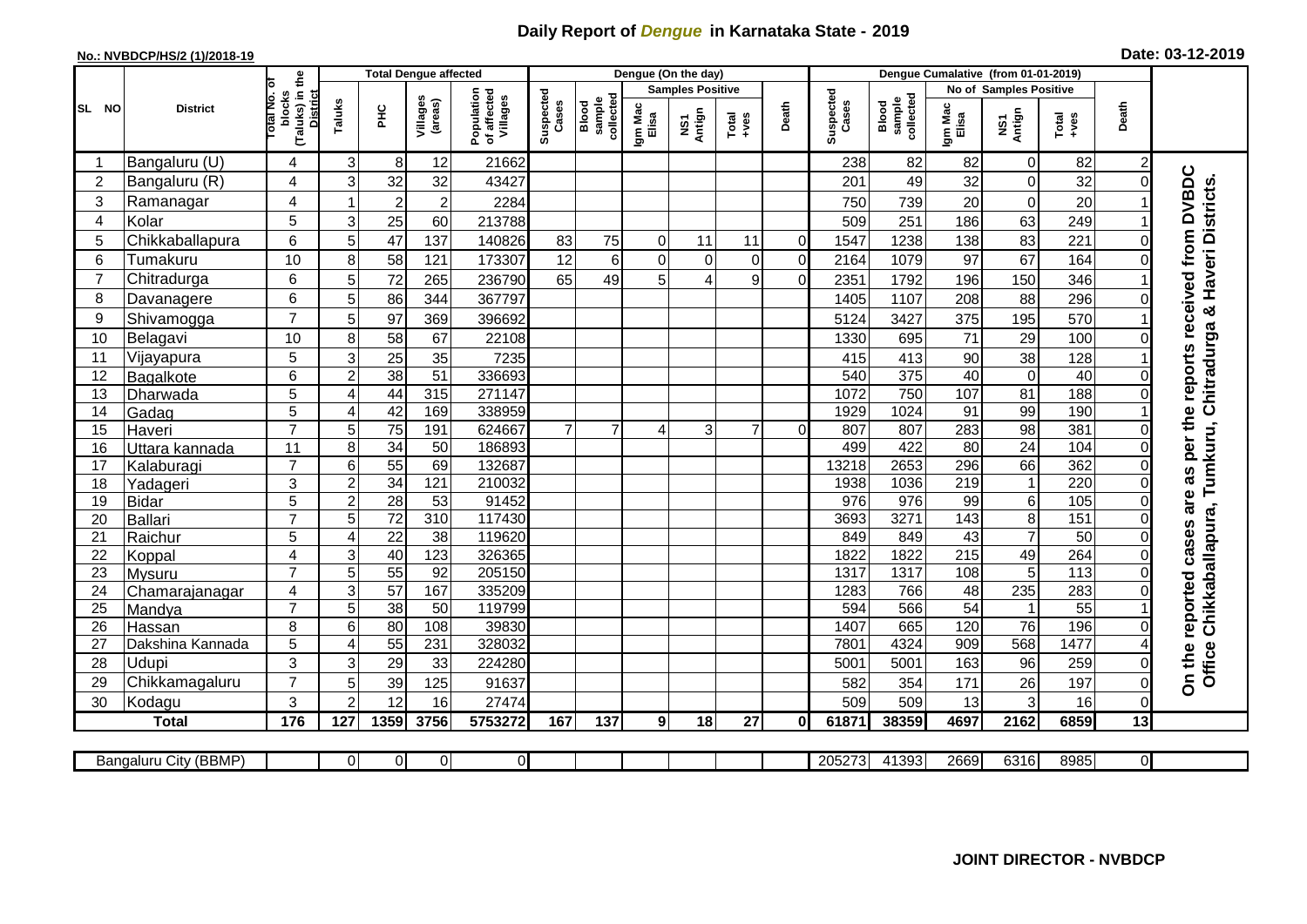# Daily Report of *Dengue* in Karnataka State - 2019

**No.: NVBDCP/HS/2 (1)/2018-19**

**Date: 03-12-2019**

| SL NO | District | Total No. of blocks (Taluks) in the District | Total Dengue affected | | | | Dengue (On the day) | | | | | | | Dengue Cumalative (from 01-01-2019) | | | | | | | |
|---|---|---|---|---|---|---|---|---|---|---|---|---|---|---|---|---|---|---|---|---|
| | | | Taluks | PHC | Villages (areas) | Population of affected Villages | Suspected Cases | Blood sample collected | Samples Positive | | | Death | Suspected Cases | Blood sample collected | No of Samples Positive | | | Death | |
| | | | | | | | | | Igm Mac Elisa | NS1 Antign | Total +ves | | | | Igm Mac Elisa | NS1 Antign | Total +ves | | |
| 1 | Bangaluru (U) | 4 | 3 | 8 | 12 | 21662 | | | | | | | 238 | 82 | 82 | 0 | 82 | 2 | On the reported cases are as per the reports received from DVBDC Office Chikkaballapura, Tumkuru, Chitradurga & Haveri Districts. |
| 2 | Bangaluru (R) | 4 | 3 | 32 | 32 | 43427 | | | | | | | 201 | 49 | 32 | 0 | 32 | 0 | |
| 3 | Ramanagar | 4 | 1 | 2 | 2 | 2284 | | | | | | | 750 | 739 | 20 | 0 | 20 | 1 | |
| 4 | Kolar | 5 | 3 | 25 | 60 | 213788 | | | | | | | 509 | 251 | 186 | 63 | 249 | 1 | |
| 5 | Chikkaballapura | 6 | 5 | 47 | 137 | 140826 | 83 | 75 | 0 | 11 | 11 | 0 | 1547 | 1238 | 138 | 83 | 221 | 0 | |
| 6 | Tumakuru | 10 | 8 | 58 | 121 | 173307 | 12 | 6 | 0 | 0 | 0 | 0 | 2164 | 1079 | 97 | 67 | 164 | 0 | |
| 7 | Chitradurga | 6 | 5 | 72 | 265 | 236790 | 65 | 49 | 5 | 4 | 9 | 0 | 2351 | 1792 | 196 | 150 | 346 | 1 | |
| 8 | Davanagere | 6 | 5 | 86 | 344 | 367797 | | | | | | | 1405 | 1107 | 208 | 88 | 296 | 0 | |
| 9 | Shivamogga | 7 | 5 | 97 | 369 | 396692 | | | | | | | 5124 | 3427 | 375 | 195 | 570 | 1 | |
| 10 | Belagavi | 10 | 8 | 58 | 67 | 22108 | | | | | | | 1330 | 695 | 71 | 29 | 100 | 0 | |
| 11 | Vijayapura | 5 | 3 | 25 | 35 | 7235 | | | | | | | 415 | 413 | 90 | 38 | 128 | 1 | |
| 12 | Bagalkote | 6 | 2 | 38 | 51 | 336693 | | | | | | | 540 | 375 | 40 | 0 | 40 | 0 | |
| 13 | Dharwada | 5 | 4 | 44 | 315 | 271147 | | | | | | | 1072 | 750 | 107 | 81 | 188 | 0 | |
| 14 | Gadag | 5 | 4 | 42 | 169 | 338959 | | | | | | | 1929 | 1024 | 91 | 99 | 190 | 1 | |
| 15 | Haveri | 7 | 5 | 75 | 191 | 624667 | 7 | 7 | 4 | 3 | 7 | 0 | 807 | 807 | 283 | 98 | 381 | 0 | |
| 16 | Uttara kannada | 11 | 8 | 34 | 50 | 186893 | | | | | | | 499 | 422 | 80 | 24 | 104 | 0 | |
| 17 | Kalaburagi | 7 | 6 | 55 | 69 | 132687 | | | | | | | 13218 | 2653 | 296 | 66 | 362 | 0 | |
| 18 | Yadageri | 3 | 2 | 34 | 121 | 210032 | | | | | | | 1938 | 1036 | 219 | 1 | 220 | 0 | |
| 19 | Bidar | 5 | 2 | 28 | 53 | 91452 | | | | | | | 976 | 976 | 99 | 6 | 105 | 0 | |
| 20 | Ballari | 7 | 5 | 72 | 310 | 117430 | | | | | | | 3693 | 3271 | 143 | 8 | 151 | 0 | |
| 21 | Raichur | 5 | 4 | 22 | 38 | 119620 | | | | | | | 849 | 849 | 43 | 7 | 50 | 0 | |
| 22 | Koppal | 4 | 3 | 40 | 123 | 326365 | | | | | | | 1822 | 1822 | 215 | 49 | 264 | 0 | |
| 23 | Mysuru | 7 | 5 | 55 | 92 | 205150 | | | | | | | 1317 | 1317 | 108 | 5 | 113 | 0 | |
| 24 | Chamarajanagar | 4 | 3 | 57 | 167 | 335209 | | | | | | | 1283 | 766 | 48 | 235 | 283 | 0 | |
| 25 | Mandya | 7 | 5 | 38 | 50 | 119799 | | | | | | | 594 | 566 | 54 | 1 | 55 | 1 | |
| 26 | Hassan | 8 | 6 | 80 | 108 | 39830 | | | | | | | 1407 | 665 | 120 | 76 | 196 | 0 | |
| 27 | Dakshina Kannada | 5 | 4 | 55 | 231 | 328032 | | | | | | | 7801 | 4324 | 909 | 568 | 1477 | 4 | |
| 28 | Udupi | 3 | 3 | 29 | 33 | 224280 | | | | | | | 5001 | 5001 | 163 | 96 | 259 | 0 | |
| 29 | Chikkamagaluru | 7 | 5 | 39 | 125 | 91637 | | | | | | | 582 | 354 | 171 | 26 | 197 | 0 | |
| 30 | Kodagu | 3 | 2 | 12 | 16 | 27474 | | | | | | | 509 | 509 | 13 | 3 | 16 | 0 | |
| **Total** | | **176** | **127** | **1359** | **3756** | **5753272** | **167** | **137** | **9** | **18** | **27** | **0** | **61871** | **38359** | **4697** | **2162** | **6859** | **13** | |

| Bangaluru City (BBMP) | | 0 | 0 | 0 | 0 | | | | | | | 205273 | 41393 | 2669 | 6316 | 8985 | 0 | |
|---|---|---|---|---|---|---|---|---|---|---|---|---|---|---|---|---|---|---|

**JOINT DIRECTOR - NVBDCP**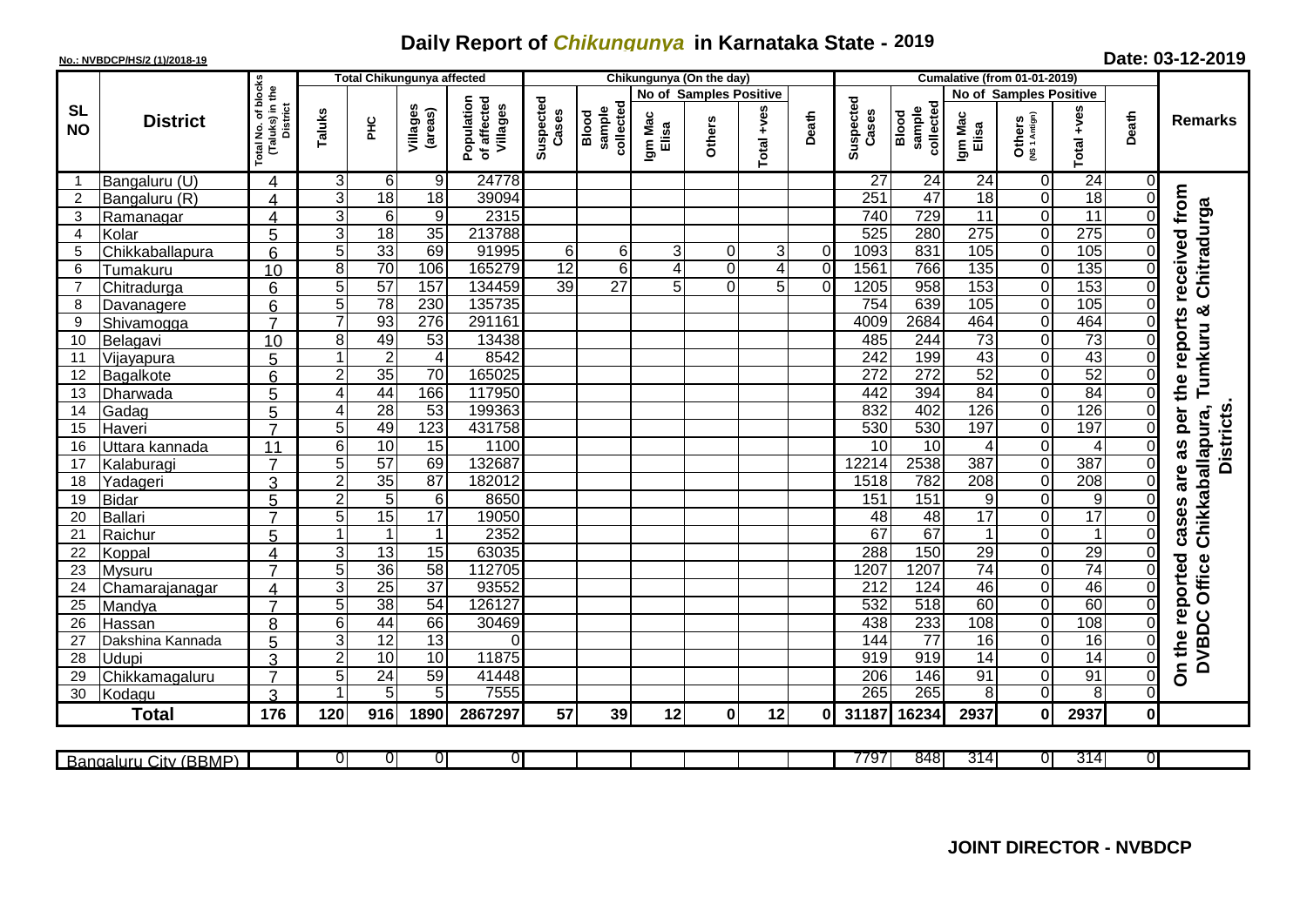# Daily Report of *Chikungunya* in Karnataka State - 2019

**No.: NVBDCP/HS/2 (1)/2018-19**

**Date: 03-12-2019**

| SL NO | District | Total No. of blocks (Taluks) in the District | Total Chikungunya affected | | | | Chikungunya (On the day) | | | | | | | Cumalative (from 01-01-2019) | | | | | | | Remarks |
|---|---|---|---|---|---|---|---|---|---|---|---|---|---|---|---|---|---|---|---|---|---|
| | | | Taluks | PHC | Villages (areas) | Population of affected Villages | Suspected Cases | Blood sample collected | No of Samples Positive | | | Death | Suspected Cases | Blood sample collected | No of Samples Positive | | | Death | |
| | | | | | | | | | Igm Mac Elisa | Others | Total +ves | | | | Igm Mac Elisa | Others (NS 1 Antign) | Total +ves | | |
| 1 | Bangaluru (U) | 4 | 3 | 6 | 9 | 24778 | | | | | | | 27 | 24 | 24 | 0 | 24 | 0 | On the reported cases are as per the reports received from DVBDC Office Chikkaballapura, Tumkuru & Chitradurga Districts. |
| 2 | Bangaluru (R) | 4 | 3 | 18 | 18 | 39094 | | | | | | | 251 | 47 | 18 | 0 | 18 | 0 | |
| 3 | Ramanagar | 4 | 3 | 6 | 9 | 2315 | | | | | | | 740 | 729 | 11 | 0 | 11 | 0 | |
| 4 | Kolar | 5 | 3 | 18 | 35 | 213788 | | | | | | | 525 | 280 | 275 | 0 | 275 | 0 | |
| 5 | Chikkaballapura | 6 | 5 | 33 | 69 | 91995 | 6 | 6 | 3 | 0 | 3 | 0 | 1093 | 831 | 105 | 0 | 105 | 0 | |
| 6 | Tumakuru | 10 | 8 | 70 | 106 | 165279 | 12 | 6 | 4 | 0 | 4 | 0 | 1561 | 766 | 135 | 0 | 135 | 0 | |
| 7 | Chitradurga | 6 | 5 | 57 | 157 | 134459 | 39 | 27 | 5 | 0 | 5 | 0 | 1205 | 958 | 153 | 0 | 153 | 0 | |
| 8 | Davanagere | 6 | 5 | 78 | 230 | 135735 | | | | | | | 754 | 639 | 105 | 0 | 105 | 0 | |
| 9 | Shivamogga | 7 | 7 | 93 | 276 | 291161 | | | | | | | 4009 | 2684 | 464 | 0 | 464 | 0 | |
| 10 | Belagavi | 10 | 8 | 49 | 53 | 13438 | | | | | | | 485 | 244 | 73 | 0 | 73 | 0 | |
| 11 | Vijayapura | 5 | 1 | 2 | 4 | 8542 | | | | | | | 242 | 199 | 43 | 0 | 43 | 0 | |
| 12 | Bagalkote | 6 | 2 | 35 | 70 | 165025 | | | | | | | 272 | 272 | 52 | 0 | 52 | 0 | |
| 13 | Dharwada | 5 | 4 | 44 | 166 | 117950 | | | | | | | 442 | 394 | 84 | 0 | 84 | 0 | |
| 14 | Gadag | 5 | 4 | 28 | 53 | 199363 | | | | | | | 832 | 402 | 126 | 0 | 126 | 0 | |
| 15 | Haveri | 7 | 5 | 49 | 123 | 431758 | | | | | | | 530 | 530 | 197 | 0 | 197 | 0 | |
| 16 | Uttara kannada | 11 | 6 | 10 | 15 | 1100 | | | | | | | 10 | 10 | 4 | 0 | 4 | 0 | |
| 17 | Kalaburagi | 7 | 5 | 57 | 69 | 132687 | | | | | | | 12214 | 2538 | 387 | 0 | 387 | 0 | |
| 18 | Yadageri | 3 | 2 | 35 | 87 | 182012 | | | | | | | 1518 | 782 | 208 | 0 | 208 | 0 | |
| 19 | Bidar | 5 | 2 | 5 | 6 | 8650 | | | | | | | 151 | 151 | 9 | 0 | 9 | 0 | |
| 20 | Ballari | 7 | 5 | 15 | 17 | 19050 | | | | | | | 48 | 48 | 17 | 0 | 17 | 0 | |
| 21 | Raichur | 5 | 1 | 1 | 1 | 2352 | | | | | | | 67 | 67 | 1 | 0 | 1 | 0 | |
| 22 | Koppal | 4 | 3 | 13 | 15 | 63035 | | | | | | | 288 | 150 | 29 | 0 | 29 | 0 | |
| 23 | Mysuru | 7 | 5 | 36 | 58 | 112705 | | | | | | | 1207 | 1207 | 74 | 0 | 74 | 0 | |
| 24 | Chamarajanagar | 4 | 3 | 25 | 37 | 93552 | | | | | | | 212 | 124 | 46 | 0 | 46 | 0 | |
| 25 | Mandya | 7 | 5 | 38 | 54 | 126127 | | | | | | | 532 | 518 | 60 | 0 | 60 | 0 | |
| 26 | Hassan | 8 | 6 | 44 | 66 | 30469 | | | | | | | 438 | 233 | 108 | 0 | 108 | 0 | |
| 27 | Dakshina Kannada | 5 | 3 | 12 | 13 | 0 | | | | | | | 144 | 77 | 16 | 0 | 16 | 0 | |
| 28 | Udupi | 3 | 2 | 10 | 10 | 11875 | | | | | | | 919 | 919 | 14 | 0 | 14 | 0 | |
| 29 | Chikkamagaluru | 7 | 5 | 24 | 59 | 41448 | | | | | | | 206 | 146 | 91 | 0 | 91 | 0 | |
| 30 | Kodagu | 3 | 1 | 5 | 5 | 7555 | | | | | | | 265 | 265 | 8 | 0 | 8 | 0 | |
| | **Total** | **176** | **120** | **916** | **1890** | **2867297** | **57** | **39** | **12** | **0** | **12** | **0** | **31187** | **16234** | **2937** | **0** | **2937** | **0** | |

| | | | | | | | | | | | | | | | | | | |
|---|---|---|---|---|---|---|---|---|---|---|---|---|---|---|---|---|---|---|
| Bangaluru City (BBMP) | | 0 | 0 | 0 | 0 | | | | | | | 7797 | 848 | 314 | 0 | 314 | 0 | |

**JOINT DIRECTOR - NVBDCP**